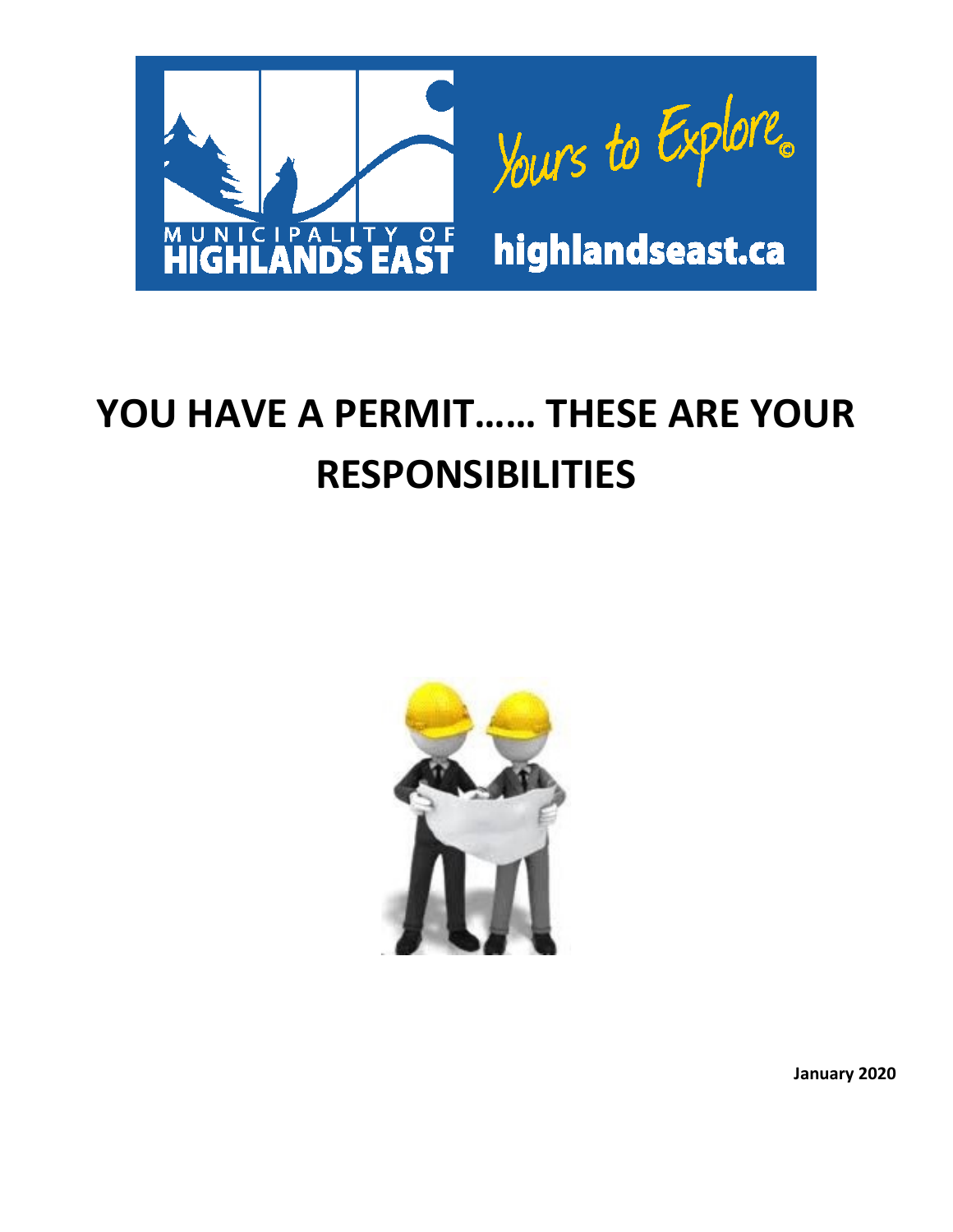MUNICIPALITY OF HIGHLANDS EAST

Yours to Explore©

highlandseast.ca

# YOU HAVE A PERMIT…… THESE ARE YOUR RESPONSIBILITIES

**January 2020**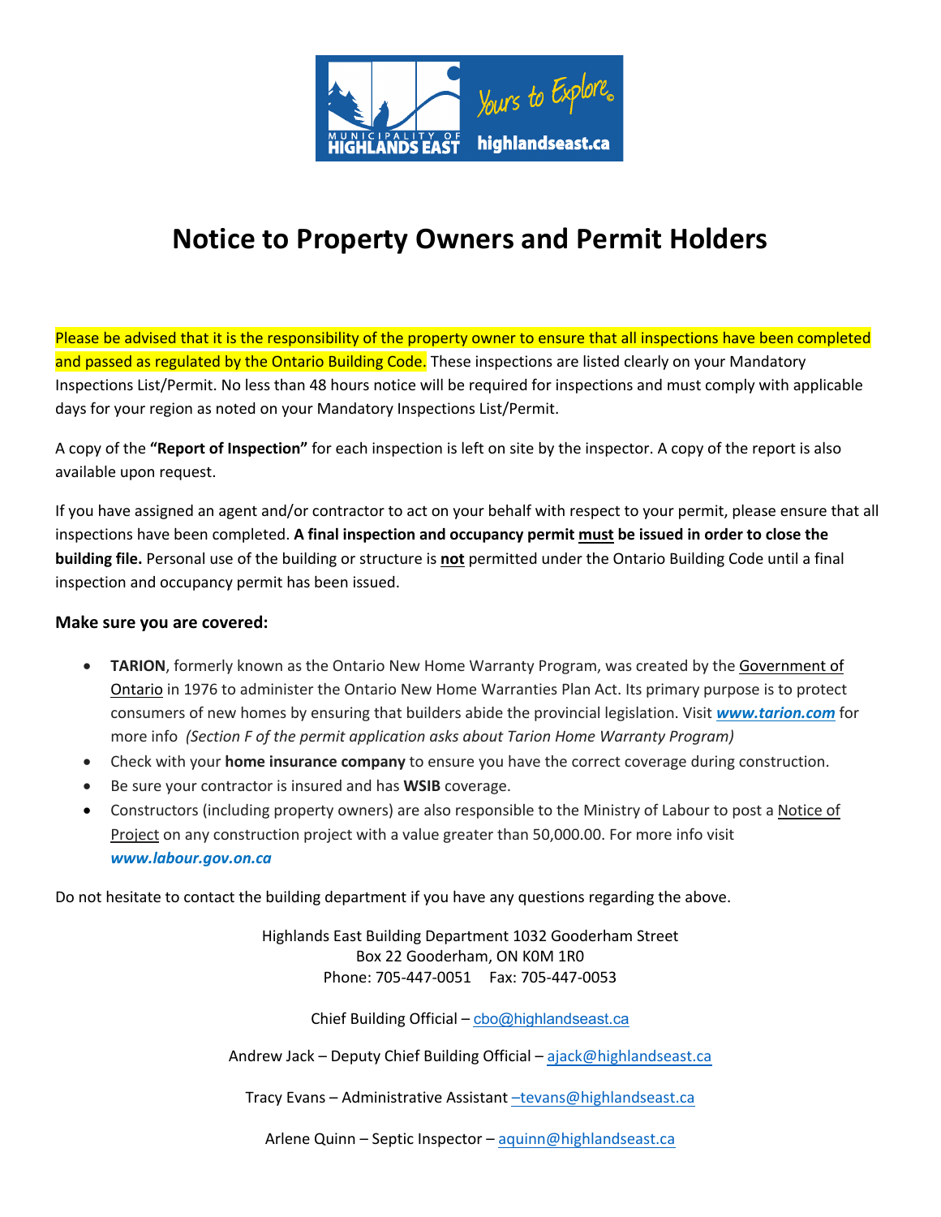# Notice to Property Owners and Permit Holders

Please be advised that it is the responsibility of the property owner to ensure that all inspections have been completed and passed as regulated by the Ontario Building Code. These inspections are listed clearly on your Mandatory Inspections List/Permit. No less than 48 hours notice will be required for inspections and must comply with applicable days for your region as noted on your Mandatory Inspections List/Permit.

A copy of the **"Report of Inspection"** for each inspection is left on site by the inspector. A copy of the report is also available upon request.

If you have assigned an agent and/or contractor to act on your behalf with respect to your permit, please ensure that all inspections have been completed. **A final inspection and occupancy permit must be issued in order to close the building file.** Personal use of the building or structure is **not** permitted under the Ontario Building Code until a final inspection and occupancy permit has been issued.

### Make sure you are covered:

- **TARION**, formerly known as the Ontario New Home Warranty Program, was created by the Government of Ontario in 1976 to administer the Ontario New Home Warranties Plan Act. Its primary purpose is to protect consumers of new homes by ensuring that builders abide the provincial legislation. Visit ***www.tarion.com*** for more info *(Section F of the permit application asks about Tarion Home Warranty Program)*
- Check with your **home insurance company** to ensure you have the correct coverage during construction.
- Be sure your contractor is insured and has **WSIB** coverage.
- Constructors (including property owners) are also responsible to the Ministry of Labour to post a Notice of Project on any construction project with a value greater than 50,000.00. For more info visit ***www.labour.gov.on.ca***

Do not hesitate to contact the building department if you have any questions regarding the above.

Highlands East Building Department 1032 Gooderham Street
Box 22 Gooderham, ON K0M 1R0
Phone: 705-447-0051 Fax: 705-447-0053

Chief Building Official – cbo@highlandseast.ca

Andrew Jack – Deputy Chief Building Official – ajack@highlandseast.ca

Tracy Evans – Administrative Assistant –tevans@highlandseast.ca

Arlene Quinn – Septic Inspector – aquinn@highlandseast.ca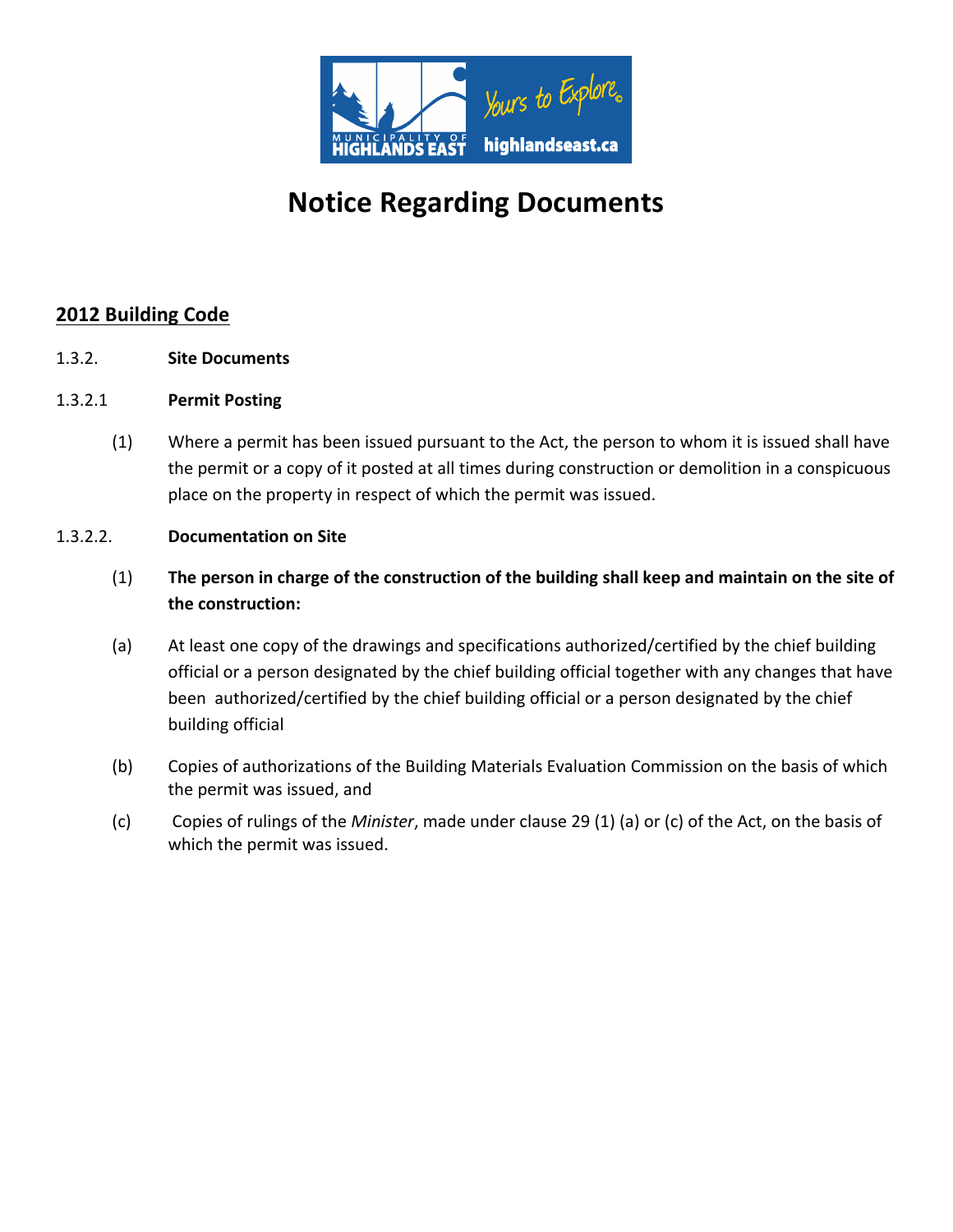# Notice Regarding Documents

## 2012 Building Code

1.3.2. **Site Documents**

1.3.2.1 **Permit Posting**

(1) Where a permit has been issued pursuant to the Act, the person to whom it is issued shall have the permit or a copy of it posted at all times during construction or demolition in a conspicuous place on the property in respect of which the permit was issued.

1.3.2.2. **Documentation on Site**

(1) **The person in charge of the construction of the building shall keep and maintain on the site of the construction:**

(a) At least one copy of the drawings and specifications authorized/certified by the chief building official or a person designated by the chief building official together with any changes that have been authorized/certified by the chief building official or a person designated by the chief building official

(b) Copies of authorizations of the Building Materials Evaluation Commission on the basis of which the permit was issued, and

(c) Copies of rulings of the *Minister*, made under clause 29 (1) (a) or (c) of the Act, on the basis of which the permit was issued.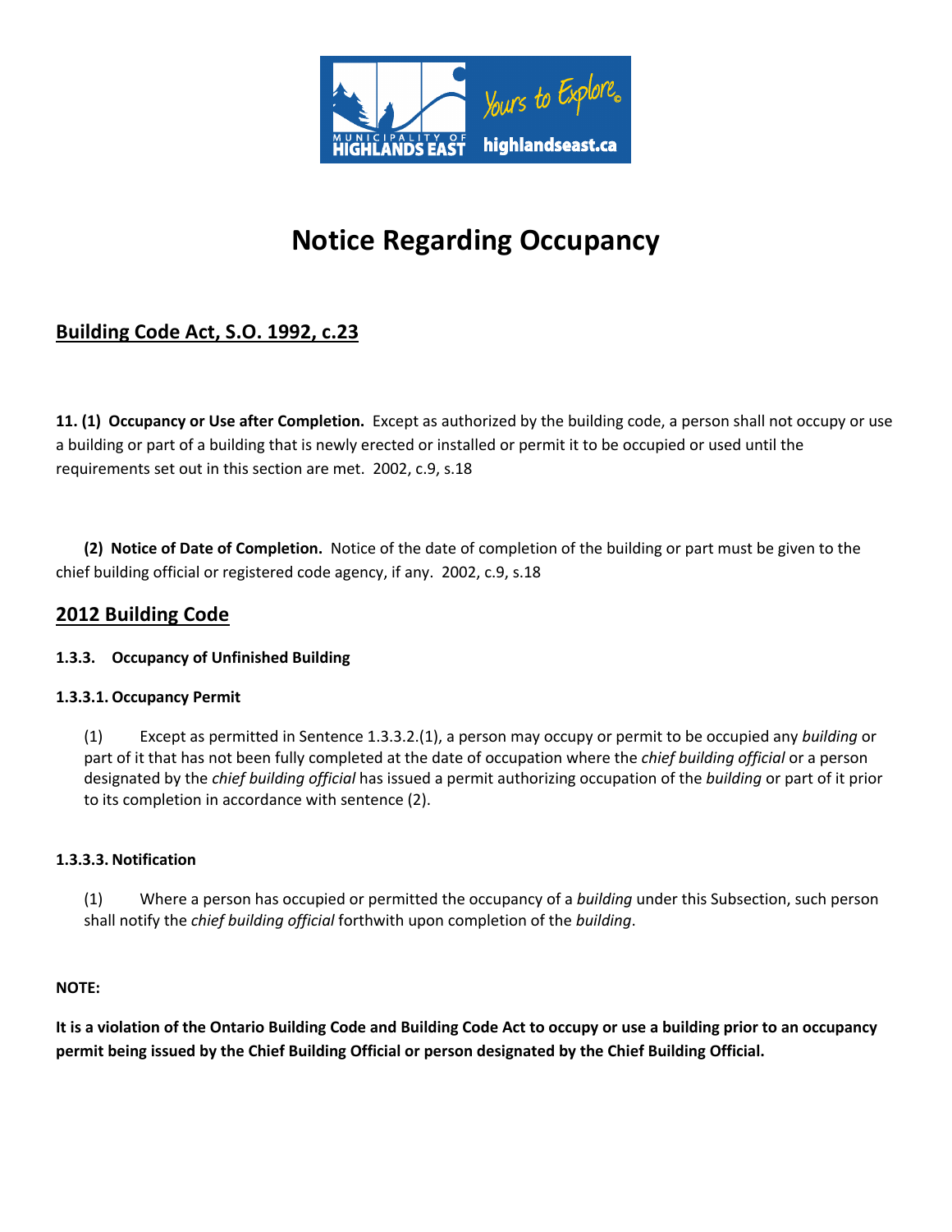# Notice Regarding Occupancy

## Building Code Act, S.O. 1992, c.23

**11. (1) Occupancy or Use after Completion.** Except as authorized by the building code, a person shall not occupy or use a building or part of a building that is newly erected or installed or permit it to be occupied or used until the requirements set out in this section are met. 2002, c.9, s.18

**(2) Notice of Date of Completion.** Notice of the date of completion of the building or part must be given to the chief building official or registered code agency, if any. 2002, c.9, s.18

## 2012 Building Code

### 1.3.3. Occupancy of Unfinished Building

#### 1.3.3.1. Occupancy Permit

(1) Except as permitted in Sentence 1.3.3.2.(1), a person may occupy or permit to be occupied any *building* or part of it that has not been fully completed at the date of occupation where the *chief building official* or a person designated by the *chief building official* has issued a permit authorizing occupation of the *building* or part of it prior to its completion in accordance with sentence (2).

#### 1.3.3.3. Notification

(1) Where a person has occupied or permitted the occupancy of a *building* under this Subsection, such person shall notify the *chief building official* forthwith upon completion of the *building*.

**NOTE:**

**It is a violation of the Ontario Building Code and Building Code Act to occupy or use a building prior to an occupancy permit being issued by the Chief Building Official or person designated by the Chief Building Official.**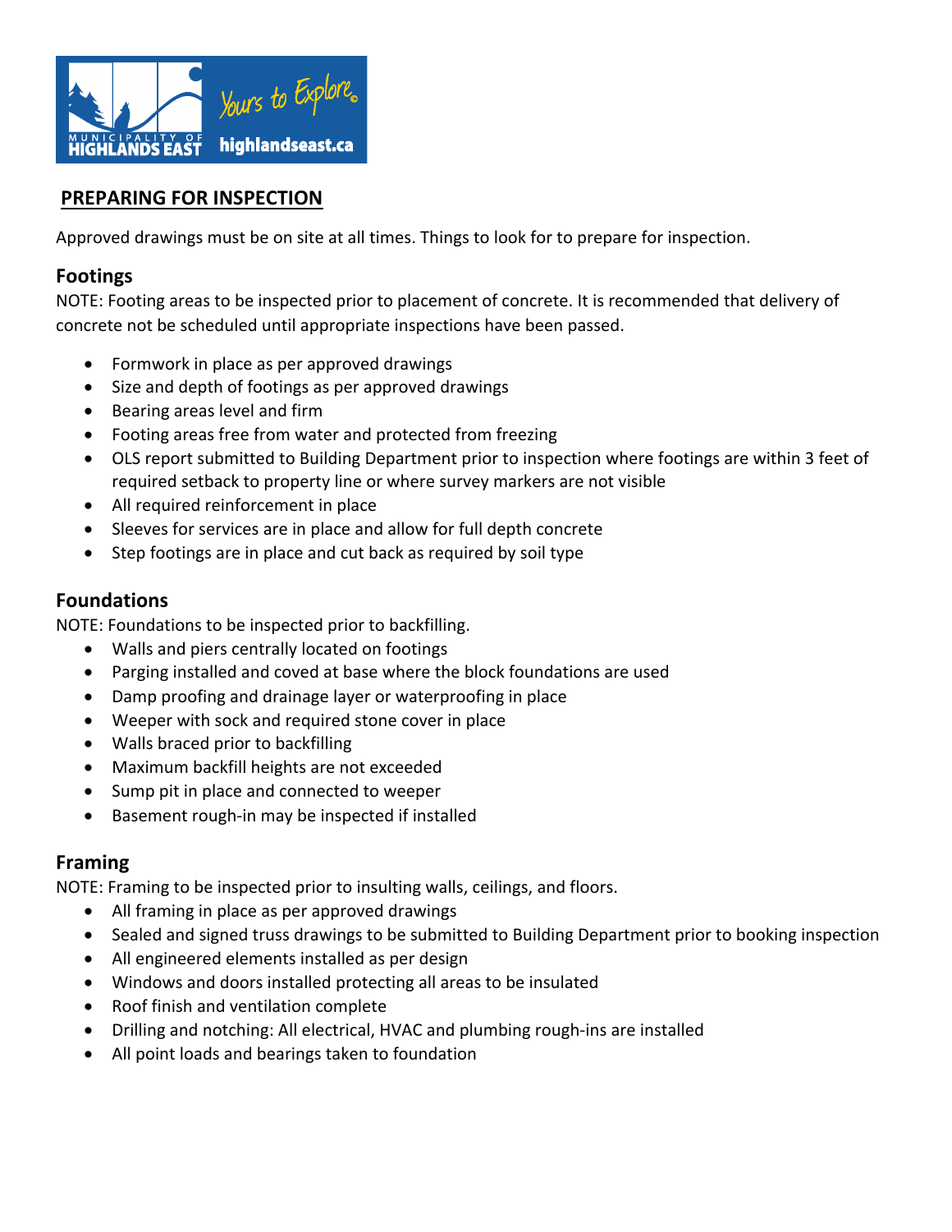## PREPARING FOR INSPECTION

Approved drawings must be on site at all times. Things to look for to prepare for inspection.

### Footings

NOTE: Footing areas to be inspected prior to placement of concrete. It is recommended that delivery of concrete not be scheduled until appropriate inspections have been passed.

- Formwork in place as per approved drawings
- Size and depth of footings as per approved drawings
- Bearing areas level and firm
- Footing areas free from water and protected from freezing
- OLS report submitted to Building Department prior to inspection where footings are within 3 feet of required setback to property line or where survey markers are not visible
- All required reinforcement in place
- Sleeves for services are in place and allow for full depth concrete
- Step footings are in place and cut back as required by soil type

### Foundations

NOTE: Foundations to be inspected prior to backfilling.

- Walls and piers centrally located on footings
- Parging installed and coved at base where the block foundations are used
- Damp proofing and drainage layer or waterproofing in place
- Weeper with sock and required stone cover in place
- Walls braced prior to backfilling
- Maximum backfill heights are not exceeded
- Sump pit in place and connected to weeper
- Basement rough-in may be inspected if installed

### Framing

NOTE: Framing to be inspected prior to insulating walls, ceilings, and floors.

- All framing in place as per approved drawings
- Sealed and signed truss drawings to be submitted to Building Department prior to booking inspection
- All engineered elements installed as per design
- Windows and doors installed protecting all areas to be insulated
- Roof finish and ventilation complete
- Drilling and notching: All electrical, HVAC and plumbing rough-ins are installed
- All point loads and bearings taken to foundation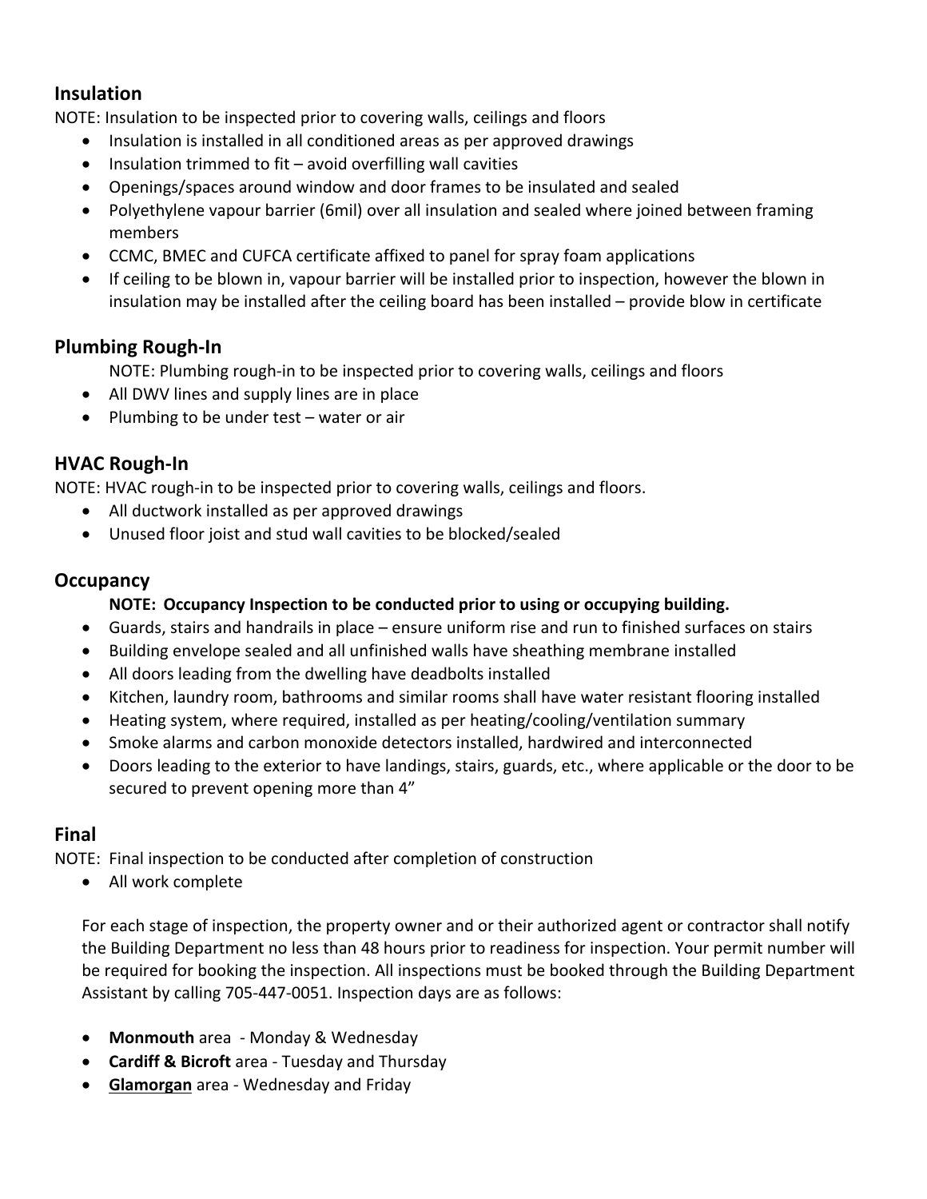## Insulation

NOTE: Insulation to be inspected prior to covering walls, ceilings and floors

- Insulation is installed in all conditioned areas as per approved drawings
- Insulation trimmed to fit – avoid overfilling wall cavities
- Openings/spaces around window and door frames to be insulated and sealed
- Polyethylene vapour barrier (6mil) over all insulation and sealed where joined between framing members
- CCMC, BMEC and CUFCA certificate affixed to panel for spray foam applications
- If ceiling to be blown in, vapour barrier will be installed prior to inspection, however the blown in insulation may be installed after the ceiling board has been installed – provide blow in certificate

## Plumbing Rough-In

NOTE: Plumbing rough-in to be inspected prior to covering walls, ceilings and floors

- All DWV lines and supply lines are in place
- Plumbing to be under test – water or air

## HVAC Rough-In

NOTE: HVAC rough-in to be inspected prior to covering walls, ceilings and floors.

- All ductwork installed as per approved drawings
- Unused floor joist and stud wall cavities to be blocked/sealed

## Occupancy

**NOTE: Occupancy Inspection to be conducted prior to using or occupying building.**

- Guards, stairs and handrails in place – ensure uniform rise and run to finished surfaces on stairs
- Building envelope sealed and all unfinished walls have sheathing membrane installed
- All doors leading from the dwelling have deadbolts installed
- Kitchen, laundry room, bathrooms and similar rooms shall have water resistant flooring installed
- Heating system, where required, installed as per heating/cooling/ventilation summary
- Smoke alarms and carbon monoxide detectors installed, hardwired and interconnected
- Doors leading to the exterior to have landings, stairs, guards, etc., where applicable or the door to be secured to prevent opening more than 4"

## Final

NOTE: Final inspection to be conducted after completion of construction

- All work complete

For each stage of inspection, the property owner and or their authorized agent or contractor shall notify the Building Department no less than 48 hours prior to readiness for inspection. Your permit number will be required for booking the inspection. All inspections must be booked through the Building Department Assistant by calling 705-447-0051. Inspection days are as follows:

- **Monmouth** area - Monday & Wednesday
- **Cardiff & Bicroft** area - Tuesday and Thursday
- **Glamorgan** area - Wednesday and Friday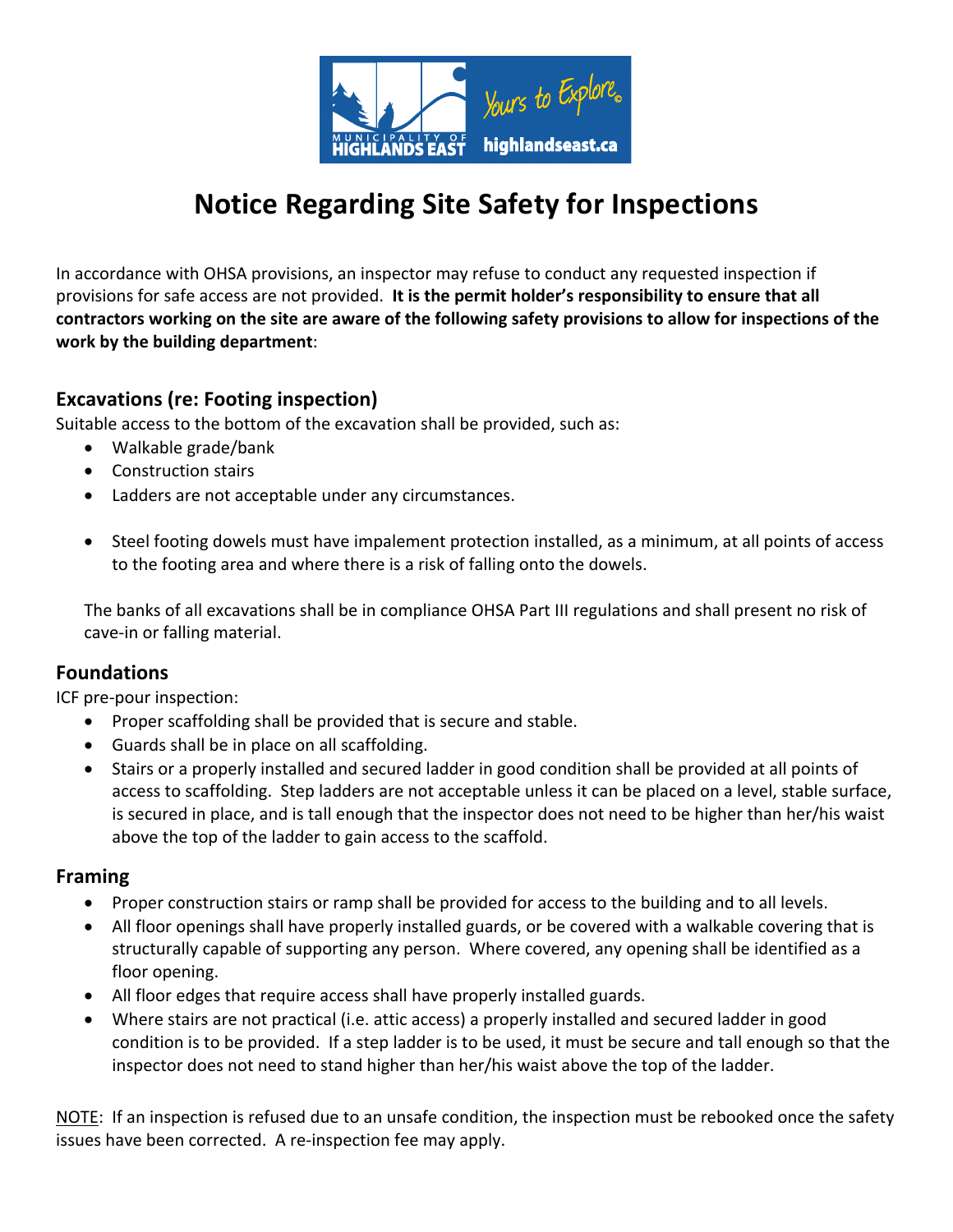# Notice Regarding Site Safety for Inspections

In accordance with OHSA provisions, an inspector may refuse to conduct any requested inspection if provisions for safe access are not provided. **It is the permit holder's responsibility to ensure that all contractors working on the site are aware of the following safety provisions to allow for inspections of the work by the building department**:

## Excavations (re: Footing inspection)

Suitable access to the bottom of the excavation shall be provided, such as:

- Walkable grade/bank
- Construction stairs
- Ladders are not acceptable under any circumstances.

- Steel footing dowels must have impalement protection installed, as a minimum, at all points of access to the footing area and where there is a risk of falling onto the dowels.

The banks of all excavations shall be in compliance OHSA Part III regulations and shall present no risk of cave-in or falling material.

## Foundations

ICF pre-pour inspection:

- Proper scaffolding shall be provided that is secure and stable.
- Guards shall be in place on all scaffolding.
- Stairs or a properly installed and secured ladder in good condition shall be provided at all points of access to scaffolding. Step ladders are not acceptable unless it can be placed on a level, stable surface, is secured in place, and is tall enough that the inspector does not need to be higher than her/his waist above the top of the ladder to gain access to the scaffold.

## Framing

- Proper construction stairs or ramp shall be provided for access to the building and to all levels.
- All floor openings shall have properly installed guards, or be covered with a walkable covering that is structurally capable of supporting any person. Where covered, any opening shall be identified as a floor opening.
- All floor edges that require access shall have properly installed guards.
- Where stairs are not practical (i.e. attic access) a properly installed and secured ladder in good condition is to be provided. If a step ladder is to be used, it must be secure and tall enough so that the inspector does not need to stand higher than her/his waist above the top of the ladder.

NOTE: If an inspection is refused due to an unsafe condition, the inspection must be rebooked once the safety issues have been corrected. A re-inspection fee may apply.